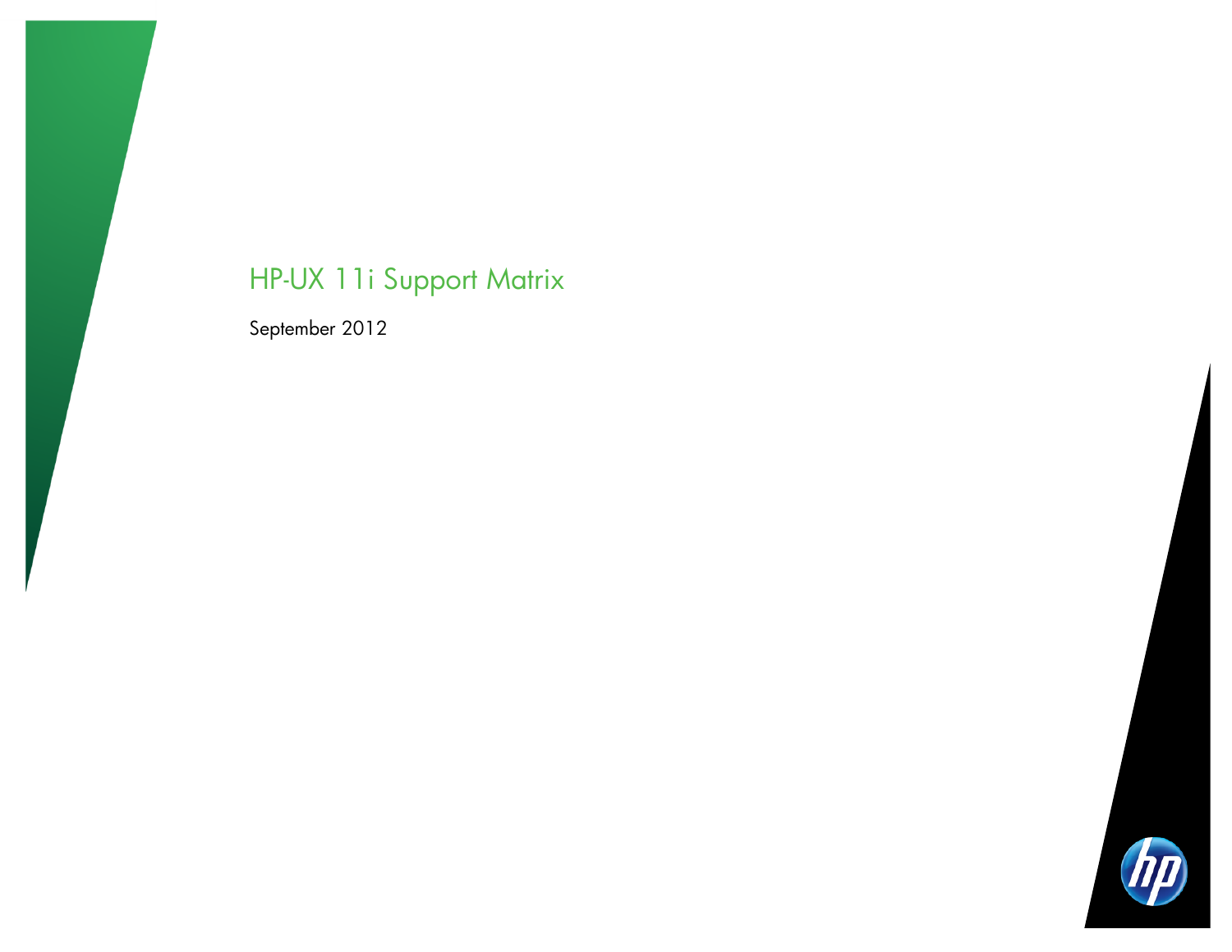# HP-UX 11i Support Matrix

September 2012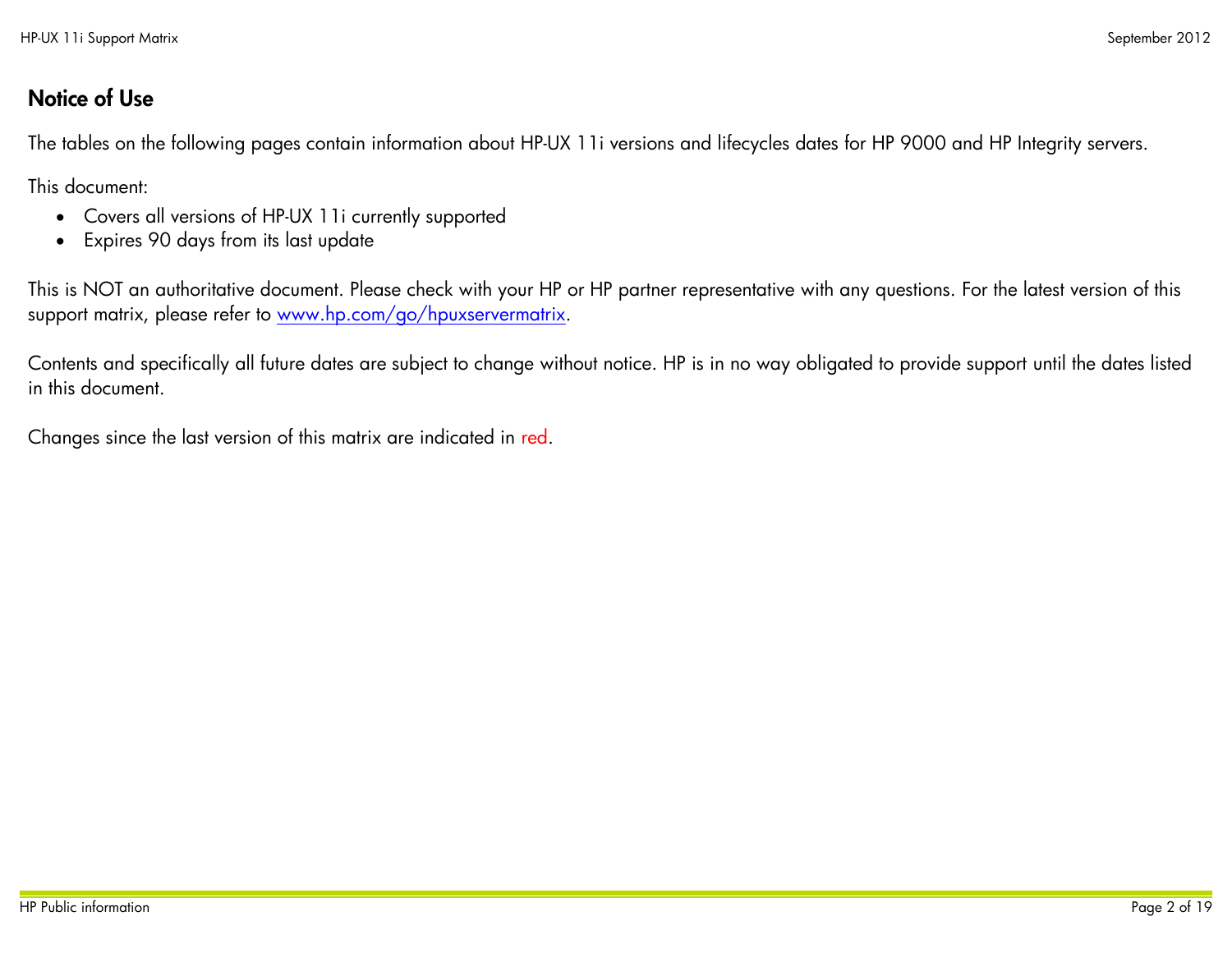## Notice of Use

The tables on the following pages contain information about HP-UX 11i versions and lifecycles dates for HP 9000 and HP Integrity servers.

This document:

- Covers all versions of HP-UX 11i currently supported
- Expires 90 days from its last update

This is NOT an authoritative document. Please check with your HP or HP partner representative with any questions. For the latest version of this support matrix, please refer to [www.hp.com/go/hpuxservermatrix](http://www.hp.com/go/hpuxservermatrix).

Contents and specifically all future dates are subject to change without notice. HP is in no way obligated to provide support until the dates listed in this document.

Changes since the last version of this matrix are indicated in red.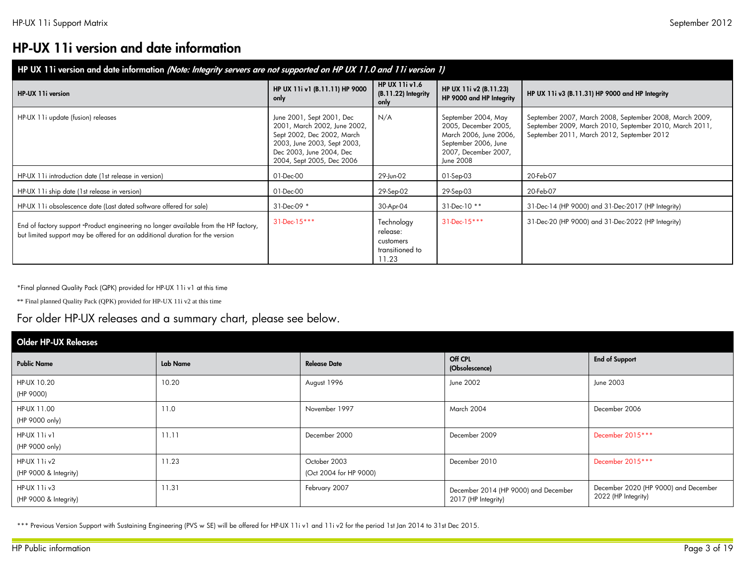# HP-UX 11i version and date information

| HP UX 11i version and date information *(Note: Integrity servers are not supported on HP UX 11.0 and 11i version 1)* | | | | |
|---|---|---|---|---|
| **HP-UX 11i version** | **HP UX 11i v1 (B.11.11) HP 9000 only** | **HP UX 11i v1.6 (B.11.22) Integrity only** | **HP UX 11i v2 (B.11.23) HP 9000 and HP Integrity** | **HP UX 11i v3 (B.11.31) HP 9000 and HP Integrity** |
| HP-UX 11i update (fusion) releases | June 2001, Sept 2001, Dec 2001, March 2002, June 2002, Sept 2002, Dec 2002, March 2003, June 2003, Sept 2003, Dec 2003, June 2004, Dec 2004, Sept 2005, Dec 2006 | N/A | September 2004, May 2005, December 2005, March 2006, June 2006, September 2006, June 2007, December 2007, June 2008 | September 2007, March 2008, September 2008, March 2009, September 2009, March 2010, September 2010, March 2011, September 2011, March 2012, September 2012 |
| HP-UX 11i introduction date (1st release in version) | 01-Dec-00 | 29-Jun-02 | 01-Sep-03 | 20-Feb-07 |
| HP-UX 11i ship date (1st release in version) | 01-Dec-00 | 29-Sep-02 | 29-Sep-03 | 20-Feb-07 |
| HP-UX 11i obsolescence date (Last dated software offered for sale) | 31-Dec-09 * | 30-Apr-04 | 31-Dec-10 ** | 31-Dec-14 (HP 9000) and 31-Dec-2017 (HP Integrity) |
| End of factory support -Product engineering no longer available from the HP factory, but limited support may be offered for an additional duration for the version | 31-Dec-15*** | Technology release: customers transitioned to 11.23 | 31-Dec-15*** | 31-Dec-20 (HP 9000) and 31-Dec-2022 (HP Integrity) |

*Final planned Quality Pack (QPK) provided for HP-UX 11i v1 at this time

** Final planned Quality Pack (QPK) provided for HP-UX 11i v2 at this time

For older HP-UX releases and a summary chart, please see below.

| Older HP-UX Releases | | | | |
|---|---|---|---|---|
| **Public Name** | **Lab Name** | **Release Date** | **Off CPL (Obsolescence)** | **End of Support** |
| HP-UX 10.20 (HP 9000) | 10.20 | August 1996 | June 2002 | June 2003 |
| HP-UX 11.00 (HP 9000 only) | 11.0 | November 1997 | March 2004 | December 2006 |
| HP-UX 11i v1 (HP 9000 only) | 11.11 | December 2000 | December 2009 | December 2015*** |
| HP-UX 11i v2 (HP 9000 & Integrity) | 11.23 | October 2003 (Oct 2004 for HP 9000) | December 2010 | December 2015*** |
| HP-UX 11i v3 (HP 9000 & Integrity) | 11.31 | February 2007 | December 2014 (HP 9000) and December 2017 (HP Integrity) | December 2020 (HP 9000) and December 2022 (HP Integrity) |

*** Previous Version Support with Sustaining Engineering (PVS w SE) will be offered for HP-UX 11i v1 and 11i v2 for the period 1st Jan 2014 to 31st Dec 2015.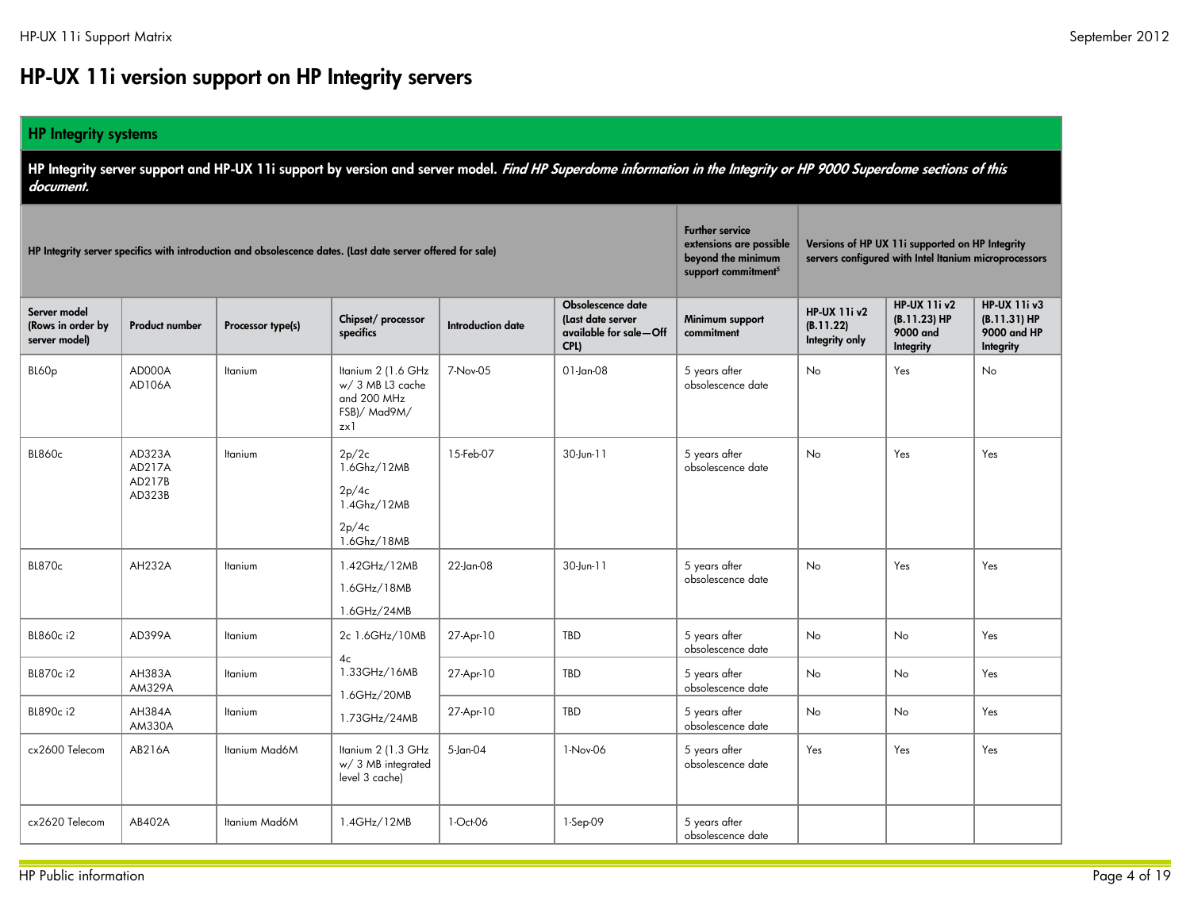# HP-UX 11i version support on HP Integrity servers

| HP Integrity systems | | | | | | | | | |
|---|---|---|---|---|---|---|---|---|---|
| **HP Integrity server support and HP-UX 11i support by version and server model.** *Find HP Superdome information in the Integrity or HP 9000 Superdome sections of this document.* | | | | | | | | | |
| HP Integrity server specifics with introduction and obsolescence dates. (Last date server offered for sale) | | | | | | Further service extensions are possible beyond the minimum support commitment[5] | Versions of HP UX 11i supported on HP Integrity servers configured with Intel Itanium microprocessors | | |
| **Server model (Rows in order by server model)** | **Product number** | **Processor type(s)** | **Chipset/ processor specifics** | **Introduction date** | **Obsolescence date (Last date server available for sale—Off CPL)** | **Minimum support commitment** | **HP-UX 11i v2 (B.11.22) Integrity only** | **HP-UX 11i v2 (B.11.23) HP 9000 and Integrity** | **HP-UX 11i v3 (B.11.31) HP 9000 and HP Integrity** |
| BL60p | AD000A AD106A | Itanium | Itanium 2 (1.6 GHz w/ 3 MB L3 cache and 200 MHz FSB)/ Mad9M/ zx1 | 7-Nov-05 | 01-Jan-08 | 5 years after obsolescence date | No | Yes | No |
| BL860c | AD323A AD217A AD217B AD323B | Itanium | 2p/2c 1.6Ghz/12MB<br>2p/4c 1.4Ghz/12MB<br>2p/4c 1.6Ghz/18MB | 15-Feb-07 | 30-Jun-11 | 5 years after obsolescence date | No | Yes | Yes |
| BL870c | AH232A | Itanium | 1.42GHz/12MB<br>1.6GHz/18MB<br>1.6GHz/24MB | 22-Jan-08 | 30-Jun-11 | 5 years after obsolescence date | No | Yes | Yes |
| BL860c i2 | AD399A | Itanium | 2c 1.6GHz/10MB<br>4c 1.33GHz/16MB<br>1.6GHz/20MB<br>1.73GHz/24MB | 27-Apr-10 | TBD | 5 years after obsolescence date | No | No | Yes |
| BL870c i2 | AH383A AM329A | Itanium | | 27-Apr-10 | TBD | 5 years after obsolescence date | No | No | Yes |
| BL890c i2 | AH384A AM330A | Itanium | | 27-Apr-10 | TBD | 5 years after obsolescence date | No | No | Yes |
| cx2600 Telecom | AB216A | Itanium Mad6M | Itanium 2 (1.3 GHz w/ 3 MB integrated level 3 cache) | 5-Jan-04 | 1-Nov-06 | 5 years after obsolescence date | Yes | Yes | Yes |
| cx2620 Telecom | AB402A | Itanium Mad6M | 1.4GHz/12MB | 1-Oct-06 | 1-Sep-09 | 5 years after obsolescence date | | | |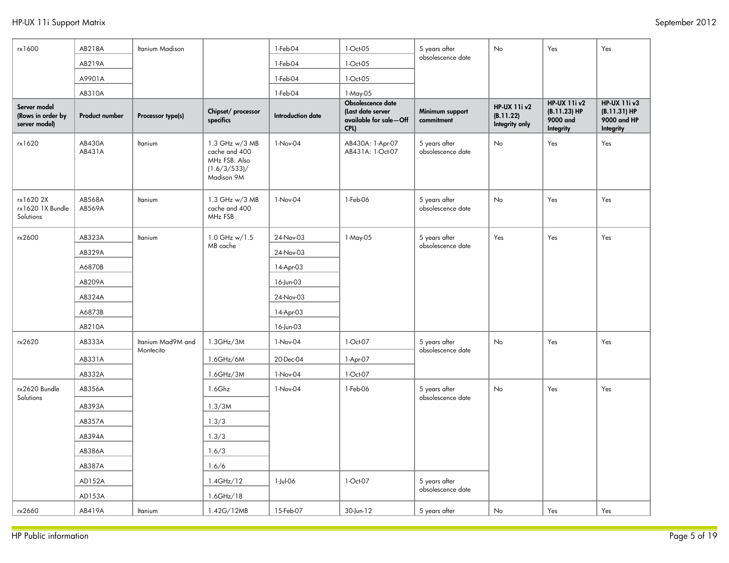| Server model (Rows in order by server model) | Product number | Processor type(s) | Chipset/ processor specifics | Introduction date | Obsolescence date (Last date server available for sale—Off CPL) | Minimum support commitment | HP-UX 11i v2 (B.11.22) Integrity only | HP-UX 11i v2 (B.11.23) HP 9000 and Integrity | HP-UX 11i v3 (B.11.31) HP 9000 and HP Integrity |
|---|---|---|---|---|---|---|---|---|---|
| rx1600 | AB218A | Itanium Madison | | 1-Feb-04 | 1-Oct-05 | 5 years after obsolescence date | No | Yes | Yes |
| | AB219A | | | 1-Feb-04 | 1-Oct-05 | | | | |
| | A9901A | | | 1-Feb-04 | 1-Oct-05 | | | | |
| | AB310A | | | 1-Feb-04 | 1-May-05 | | | | |
| rx1620 | AB430A AB431A | Itanium | 1.3 GHz w/3 MB cache and 400 MHz FSB. Also (1.6/3/533)/ Madison 9M | 1-Nov-04 | AB430A: 1-Apr-07 AB431A: 1-Oct-07 | 5 years after obsolescence date | No | Yes | Yes |
| rx1620 2X rx1620 1X Bundle Solutions | AB568A AB569A | Itanium | 1.3 GHz w/3 MB cache and 400 MHz FSB | 1-Nov-04 | 1-Feb-06 | 5 years after obsolescence date | No | Yes | Yes |
| rx2600 | AB323A | Itanium | 1.0 GHz w/1.5 MB cache | 24-Nov-03 | 1-May-05 | 5 years after obsolescence date | Yes | Yes | Yes |
| | AB329A | | | 24-Nov-03 | | | | | |
| | A6870B | | | 14-Apr-03 | | | | | |
| | AB209A | | | 16-Jun-03 | | | | | |
| | AB324A | | | 24-Nov-03 | | | | | |
| | A6873B | | | 14-Apr-03 | | | | | |
| | AB210A | | | 16-Jun-03 | | | | | |
| rx2620 | AB333A | Itanium Mad9M and Montecito | 1.3GHz/3M | 1-Nov-04 | 1-Oct-07 | 5 years after obsolescence date | No | Yes | Yes |
| | AB331A | | 1.6GHz/6M | 20-Dec-04 | 1-Apr-07 | | | | |
| | AB332A | | 1.6GHz/3M | 1-Nov-04 | 1-Oct-07 | | | | |
| rx2620 Bundle Solutions | AB356A | | 1.6Ghz | 1-Nov-04 | 1-Feb-06 | 5 years after obsolescence date | No | Yes | Yes |
| | AB393A | | 1.3/3M | | | | | | |
| | AB357A | | 1.3/3 | | | | | | |
| | AB394A | | 1.3/3 | | | | | | |
| | AB386A | | 1.6/3 | | | | | | |
| | AB387A | | 1.6/6 | | | | | | |
| | AD152A | | 1.4GHz/12 | 1-Jul-06 | 1-Oct-07 | 5 years after obsolescence date | | | |
| | AD153A | | 1.6GHz/18 | | | | | | |
| rx2660 | AB419A | Itanium | 1.42G/12MB | 15-Feb-07 | 30-Jun-12 | 5 years after | No | Yes | Yes |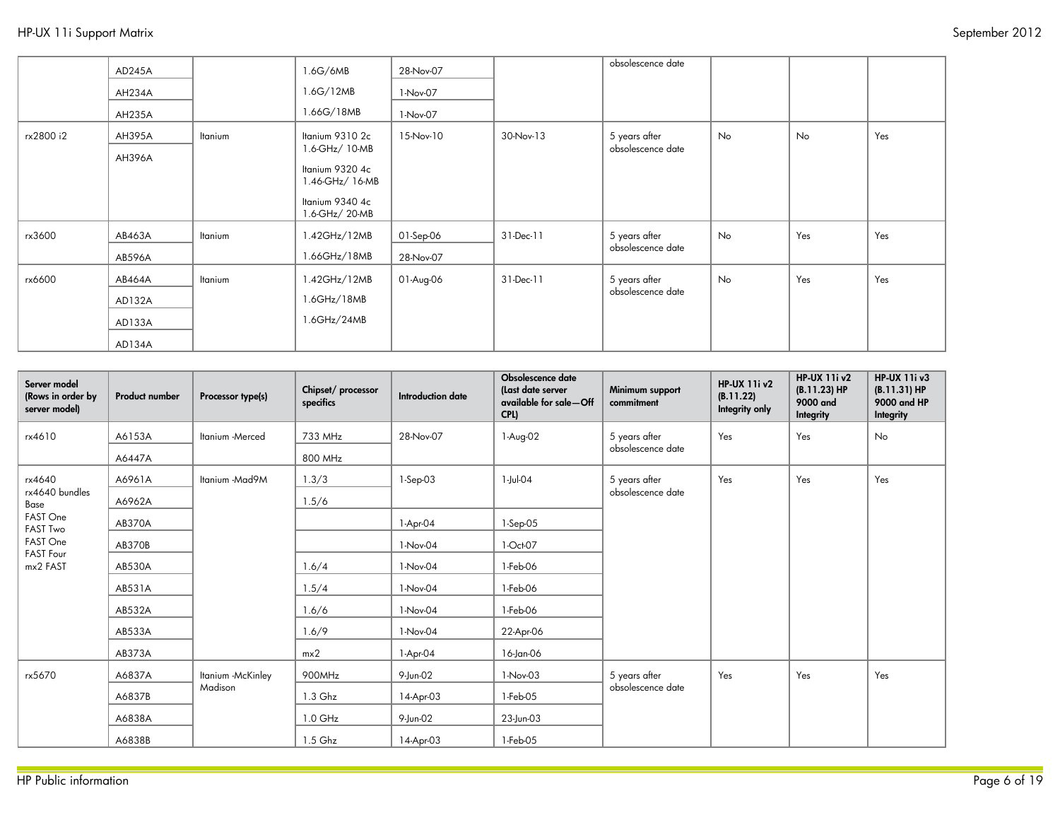| | | | | | | | | | |
|---|---|---|---|---|---|---|---|---|---|
| | AD245A | | 1.6G/6MB | 28-Nov-07 | | obsolescence date | | | |
| | AH234A | | 1.6G/12MB | 1-Nov-07 | | | | | |
| | AH235A | | 1.66G/18MB | 1-Nov-07 | | | | | |
| rx2800 i2 | AH395A<br>AH396A | Itanium | Itanium 9310 2c 1.6-GHz/ 10-MB<br>Itanium 9320 4c 1.46-GHz/ 16-MB<br>Itanium 9340 4c 1.6-GHz/ 20-MB | 15-Nov-10 | 30-Nov-13 | 5 years after obsolescence date | No | No | Yes |
| rx3600 | AB463A | Itanium | 1.42GHz/12MB | 01-Sep-06 | 31-Dec-11 | 5 years after obsolescence date | No | Yes | Yes |
| | AB596A | | 1.66GHz/18MB | 28-Nov-07 | | | | | |
| rx6600 | AB464A | Itanium | 1.42GHz/12MB | 01-Aug-06 | 31-Dec-11 | 5 years after obsolescence date | No | Yes | Yes |
| | AD132A | | 1.6GHz/18MB | | | | | | |
| | AD133A | | 1.6GHz/24MB | | | | | | |
| | AD134A | | | | | | | | |

| Server model (Rows in order by server model) | Product number | Processor type(s) | Chipset/ processor specifics | Introduction date | Obsolescence date (Last date server available for sale—Off CPL) | Minimum support commitment | HP-UX 11i v2 (B.11.22) Integrity only | HP-UX 11i v2 (B.11.23) HP 9000 and Integrity | HP-UX 11i v3 (B.11.31) HP 9000 and HP Integrity |
|---|---|---|---|---|---|---|---|---|---|
| rx4610 | A6153A | Itanium -Merced | 733 MHz | 28-Nov-07 | 1-Aug-02 | 5 years after obsolescence date | Yes | Yes | No |
| | A6447A | | 800 MHz | | | | | | |
| rx4640<br>rx4640 bundles<br>Base<br>FAST One<br>FAST Two<br>FAST One<br>FAST Four<br>mx2 FAST | A6961A | Itanium -Mad9M | 1.3/3 | 1-Sep-03 | 1-Jul-04 | 5 years after obsolescence date | Yes | Yes | Yes |
| | A6962A | | 1.5/6 | | | | | | |
| | AB370A | | | 1-Apr-04 | 1-Sep-05 | | | | |
| | AB370B | | | 1-Nov-04 | 1-Oct-07 | | | | |
| | AB530A | | 1.6/4 | 1-Nov-04 | 1-Feb-06 | | | | |
| | AB531A | | 1.5/4 | 1-Nov-04 | 1-Feb-06 | | | | |
| | AB532A | | 1.6/6 | 1-Nov-04 | 1-Feb-06 | | | | |
| | AB533A | | 1.6/9 | 1-Nov-04 | 22-Apr-06 | | | | |
| | AB373A | | mx2 | 1-Apr-04 | 16-Jan-06 | | | | |
| rx5670 | A6837A | Itanium -McKinley Madison | 900MHz | 9-Jun-02 | 1-Nov-03 | 5 years after obsolescence date | Yes | Yes | Yes |
| | A6837B | | 1.3 Ghz | 14-Apr-03 | 1-Feb-05 | | | | |
| | A6838A | | 1.0 GHz | 9-Jun-02 | 23-Jun-03 | | | | |
| | A6838B | | 1.5 Ghz | 14-Apr-03 | 1-Feb-05 | | | | |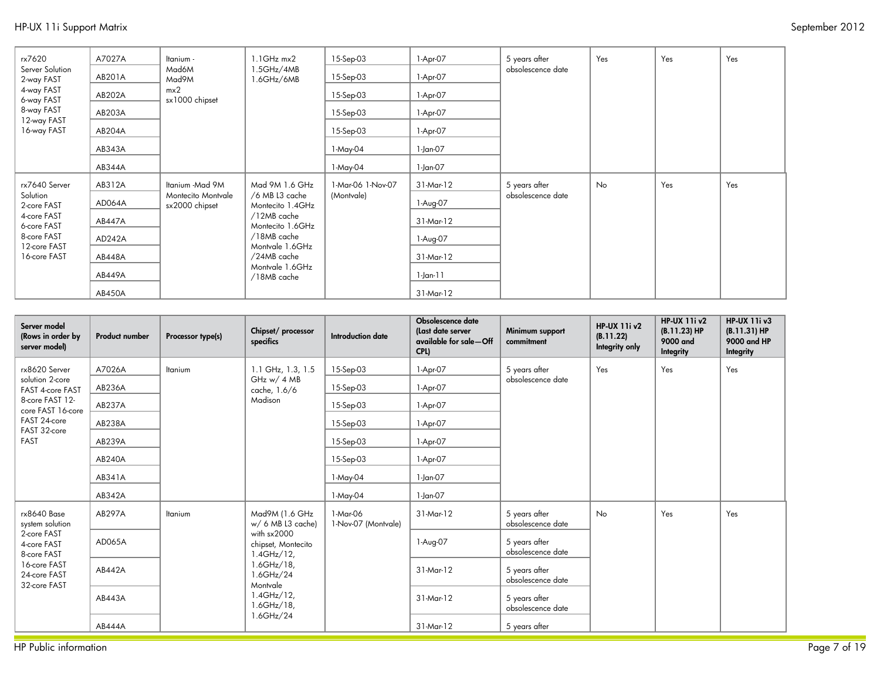| | | | | | | | | | |
|---|---|---|---|---|---|---|---|---|---|
| rx7620 Server Solution 2-way FAST 4-way FAST 6-way FAST 8-way FAST 12-way FAST 16-way FAST | A7027A | Itanium - Mad6M Mad9M mx2 sx1000 chipset | 1.1GHz mx2 1.5GHz/4MB 1.6GHz/6MB | 15-Sep-03 | 1-Apr-07 | 5 years after obsolescence date | Yes | Yes | Yes |
| | AB201A | | | 15-Sep-03 | 1-Apr-07 | | | | |
| | AB202A | | | 15-Sep-03 | 1-Apr-07 | | | | |
| | AB203A | | | 15-Sep-03 | 1-Apr-07 | | | | |
| | AB204A | | | 15-Sep-03 | 1-Apr-07 | | | | |
| | AB343A | | | 1-May-04 | 1-Jan-07 | | | | |
| | AB344A | | | 1-May-04 | 1-Jan-07 | | | | |
| rx7640 Server Solution 2-core FAST 4-core FAST 6-core FAST 8-core FAST 12-core FAST 16-core FAST | AB312A | Itanium -Mad 9M Montecito Montvale sx2000 chipset | Mad 9M 1.6 GHz /6 MB L3 cache Montecito 1.4GHz /12MB cache Montecito 1.6GHz /18MB cache Montvale 1.6GHz /24MB cache Montvale 1.6GHz /18MB cache | 1-Mar-06 1-Nov-07 (Montvale) | 31-Mar-12 | 5 years after obsolescence date | No | Yes | Yes |
| | AD064A | | | | 1-Aug-07 | | | | |
| | AB447A | | | | 31-Mar-12 | | | | |
| | AD242A | | | | 1-Aug-07 | | | | |
| | AB448A | | | | 31-Mar-12 | | | | |
| | AB449A | | | | 1-Jan-11 | | | | |
| | AB450A | | | | 31-Mar-12 | | | | |

| Server model (Rows in order by server model) | Product number | Processor type(s) | Chipset/ processor specifics | Introduction date | Obsolescence date (Last date server available for sale—Off CPL) | Minimum support commitment | HP-UX 11i v2 (B.11.22) Integrity only | HP-UX 11i v2 (B.11.23) HP 9000 and Integrity | HP-UX 11i v3 (B.11.31) HP 9000 and HP Integrity |
|---|---|---|---|---|---|---|---|---|---|
| rx8620 Server solution 2-core FAST 4-core FAST 8-core FAST 12-core FAST 16-core FAST 24-core FAST 32-core FAST | A7026A | Itanium | 1.1 GHz, 1.3, 1.5 GHz w/ 4 MB cache, 1.6/6 Madison | 15-Sep-03 | 1-Apr-07 | 5 years after obsolescence date | Yes | Yes | Yes |
| | AB236A | | | 15-Sep-03 | 1-Apr-07 | | | | |
| | AB237A | | | 15-Sep-03 | 1-Apr-07 | | | | |
| | AB238A | | | 15-Sep-03 | 1-Apr-07 | | | | |
| | AB239A | | | 15-Sep-03 | 1-Apr-07 | | | | |
| | AB240A | | | 15-Sep-03 | 1-Apr-07 | | | | |
| | AB341A | | | 1-May-04 | 1-Jan-07 | | | | |
| | AB342A | | | 1-May-04 | 1-Jan-07 | | | | |
| rx8640 Base system solution 2-core FAST 4-core FAST 8-core FAST 16-core FAST 24-core FAST 32-core FAST | AB297A | Itanium | Mad9M (1.6 GHz w/ 6 MB L3 cache) with sx2000 chipset, Montecito 1.4GHz/12, 1.6GHz/18, 1.6GHz/24 Montvale 1.4GHz/12, 1.6GHz/18, 1.6GHz/24 | 1-Mar-06 1-Nov-07 (Montvale) | 31-Mar-12 | 5 years after obsolescence date | No | Yes | Yes |
| | AD065A | | | | 1-Aug-07 | 5 years after obsolescence date | | | |
| | AB442A | | | | 31-Mar-12 | 5 years after obsolescence date | | | |
| | AB443A | | | | 31-Mar-12 | 5 years after obsolescence date | | | |
| | AB444A | | | | 31-Mar-12 | 5 years after | | | |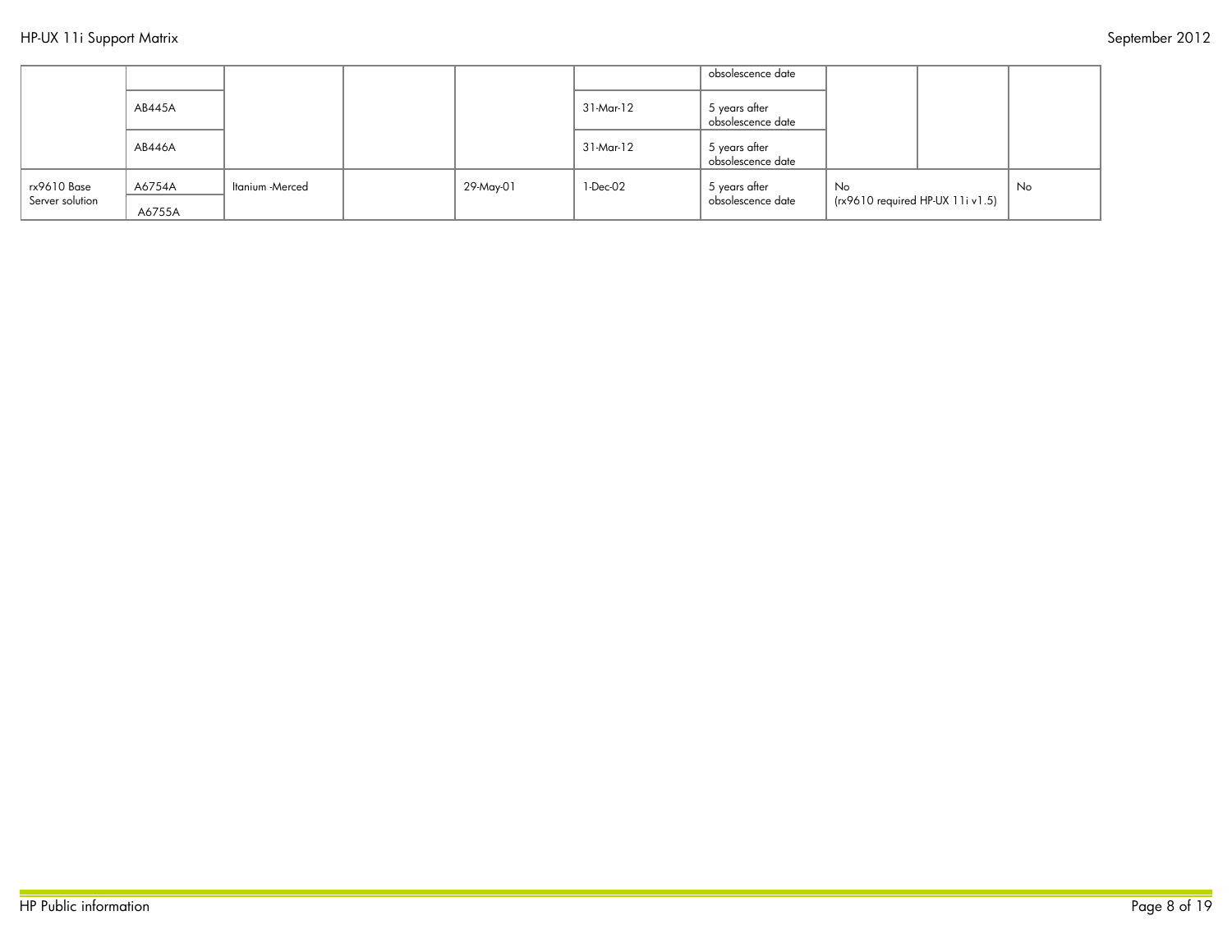| | | | | | | | | | |
|---|---|---|---|---|---|---|---|---|---|
| | | | | | | obsolescence date | | | |
| | AB445A | | | | 31-Mar-12 | 5 years after obsolescence date | | | |
| | AB446A | | | | 31-Mar-12 | 5 years after obsolescence date | | | |
| rx9610 Base Server solution | A6754A | Itanium -Merced | | 29-May-01 | 1-Dec-02 | 5 years after obsolescence date | No (rx9610 required HP-UX 11i v1.5) | | No |
| | A6755A | | | | | | | | |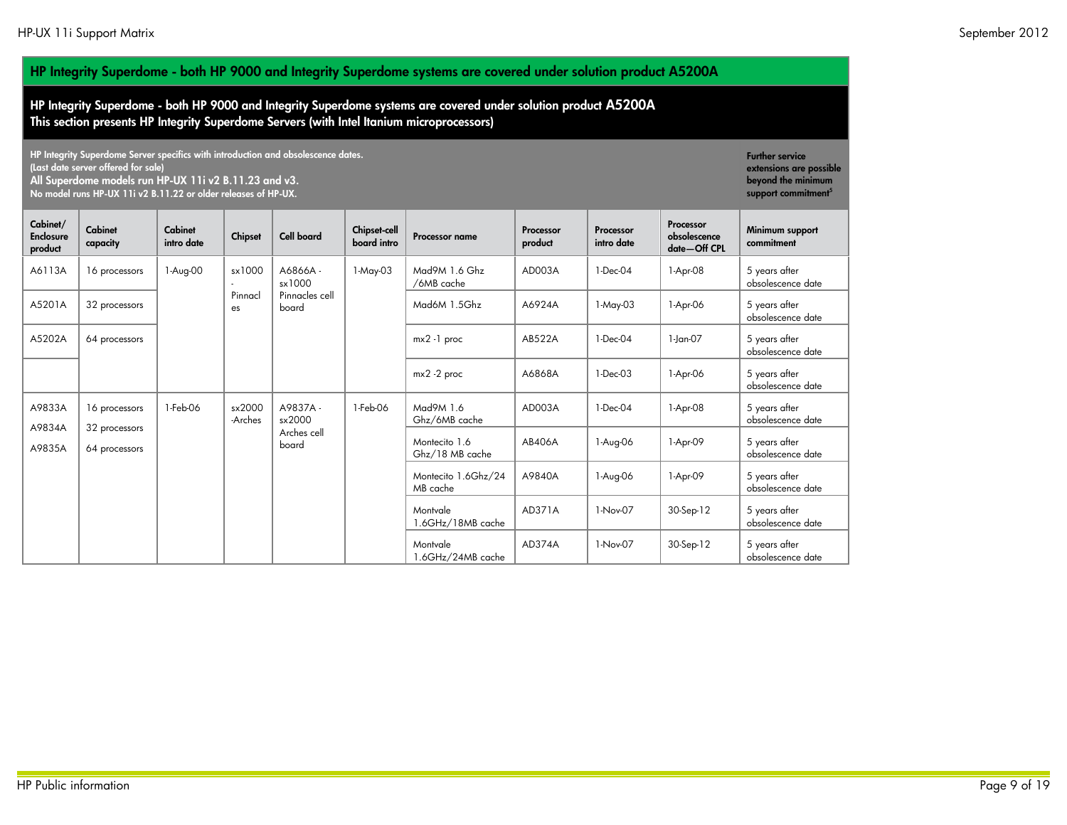## HP Integrity Superdome - both HP 9000 and Integrity Superdome systems are covered under solution product A5200A

**HP Integrity Superdome - both HP 9000 and Integrity Superdome systems are covered under solution product A5200A**
**This section presents HP Integrity Superdome Servers (with Intel Itanium microprocessors)**

**HP Integrity Superdome Server specifics with introduction and obsolescence dates.**
**(Last date server offered for sale)**
**All Superdome models run HP-UX 11i v2 B.11.23 and v3.**
**No model runs HP-UX 11i v2 B.11.22 or older releases of HP-UX.**

**Further service extensions are possible beyond the minimum support commitment[5]**

| Cabinet/ Enclosure product | Cabinet capacity | Cabinet intro date | Chipset | Cell board | Chipset-cell board intro | Processor name | Processor product | Processor intro date | Processor obsolescence date—Off CPL | Minimum support commitment |
|---|---|---|---|---|---|---|---|---|---|---|
| A6113A | 16 processors | 1-Aug-00 | sx1000 - Pinnacles | A6866A - sx1000 Pinnacles cell board | 1-May-03 | Mad9M 1.6 Ghz /6MB cache | AD003A | 1-Dec-04 | 1-Apr-08 | 5 years after obsolescence date |
| A5201A | 32 processors | | | | | Mad6M 1.5Ghz | A6924A | 1-May-03 | 1-Apr-06 | 5 years after obsolescence date |
| A5202A | 64 processors | | | | | mx2 -1 proc | AB522A | 1-Dec-04 | 1-Jan-07 | 5 years after obsolescence date |
| | | | | | | mx2 -2 proc | A6868A | 1-Dec-03 | 1-Apr-06 | 5 years after obsolescence date |
| A9833A<br>A9834A<br>A9835A | 16 processors<br>32 processors<br>64 processors | 1-Feb-06 | sx2000 -Arches | A9837A - sx2000 Arches cell board | 1-Feb-06 | Mad9M 1.6 Ghz/6MB cache | AD003A | 1-Dec-04 | 1-Apr-08 | 5 years after obsolescence date |
| | | | | | | Montecito 1.6 Ghz/18 MB cache | AB406A | 1-Aug-06 | 1-Apr-09 | 5 years after obsolescence date |
| | | | | | | Montecito 1.6Ghz/24 MB cache | A9840A | 1-Aug-06 | 1-Apr-09 | 5 years after obsolescence date |
| | | | | | | Montvale 1.6GHz/18MB cache | AD371A | 1-Nov-07 | 30-Sep-12 | 5 years after obsolescence date |
| | | | | | | Montvale 1.6GHz/24MB cache | AD374A | 1-Nov-07 | 30-Sep-12 | 5 years after obsolescence date |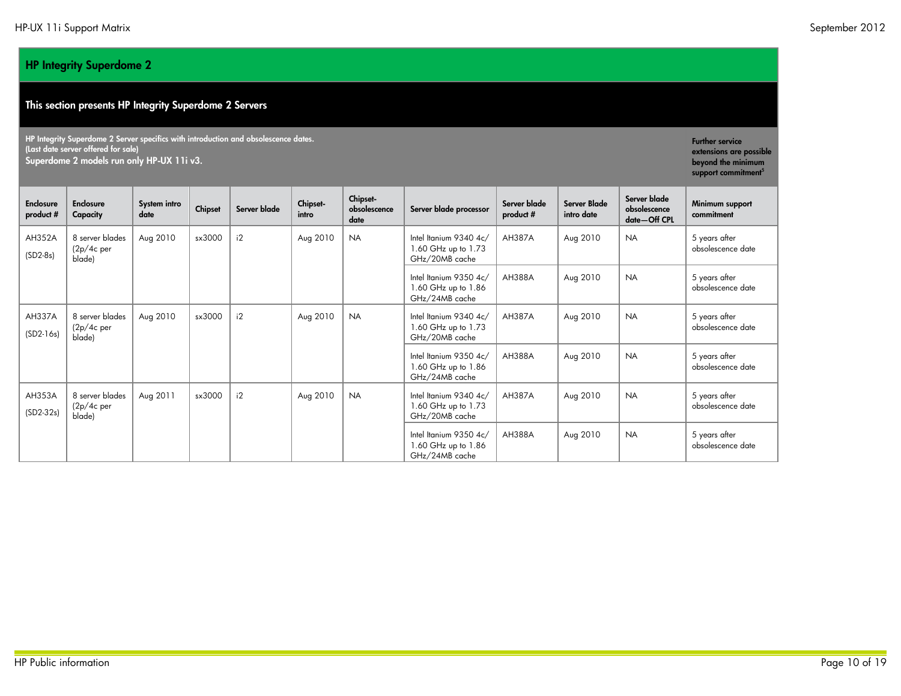## HP Integrity Superdome 2

### This section presents HP Integrity Superdome 2 Servers

**HP Integrity Superdome 2 Server specifics with introduction and obsolescence dates.**
**(Last date server offered for sale)**
**Superdome 2 models run only HP-UX 11i v3.**

**Further service extensions are possible beyond the minimum support commitment[5]**

| Enclosure product # | Enclosure Capacity | System intro date | Chipset | Server blade | Chipset-intro | Chipset-obsolescence date | Server blade processor | Server blade product # | Server Blade intro date | Server blade obsolescence date—Off CPL | Minimum support commitment |
|---|---|---|---|---|---|---|---|---|---|---|---|
| AH352A (SD2-8s) | 8 server blades (2p/4c per blade) | Aug 2010 | sx3000 | i2 | Aug 2010 | NA | Intel Itanium 9340 4c/ 1.60 GHz up to 1.73 GHz/20MB cache | AH387A | Aug 2010 | NA | 5 years after obsolescence date |
| | | | | | | | Intel Itanium 9350 4c/ 1.60 GHz up to 1.86 GHz/24MB cache | AH388A | Aug 2010 | NA | 5 years after obsolescence date |
| AH337A (SD2-16s) | 8 server blades (2p/4c per blade) | Aug 2010 | sx3000 | i2 | Aug 2010 | NA | Intel Itanium 9340 4c/ 1.60 GHz up to 1.73 GHz/20MB cache | AH387A | Aug 2010 | NA | 5 years after obsolescence date |
| | | | | | | | Intel Itanium 9350 4c/ 1.60 GHz up to 1.86 GHz/24MB cache | AH388A | Aug 2010 | NA | 5 years after obsolescence date |
| AH353A (SD2-32s) | 8 server blades (2p/4c per blade) | Aug 2011 | sx3000 | i2 | Aug 2010 | NA | Intel Itanium 9340 4c/ 1.60 GHz up to 1.73 GHz/20MB cache | AH387A | Aug 2010 | NA | 5 years after obsolescence date |
| | | | | | | | Intel Itanium 9350 4c/ 1.60 GHz up to 1.86 GHz/24MB cache | AH388A | Aug 2010 | NA | 5 years after obsolescence date |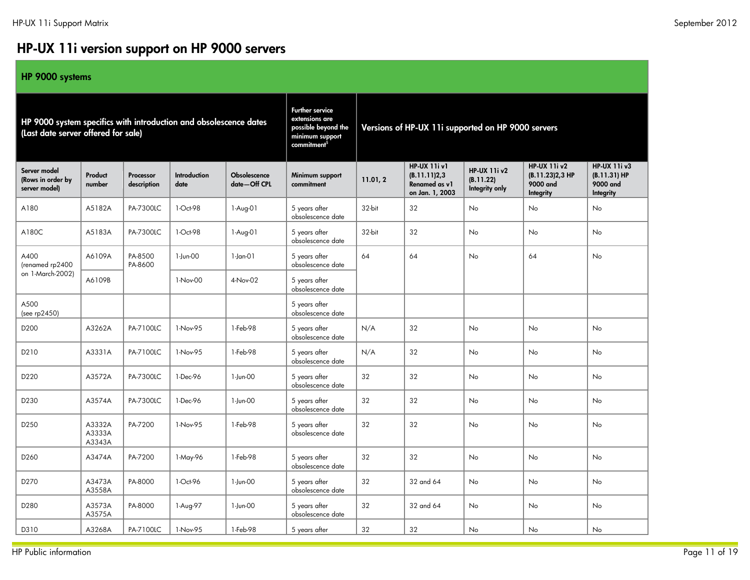## HP-UX 11i version support on HP 9000 servers

| HP 9000 systems | | | | | | | | | | |
|---|---|---|---|---|---|---|---|---|---|---|
| HP 9000 system specifics with introduction and obsolescence dates (Last date server offered for sale) | | | | | Further service extensions are possible beyond the minimum support commitment[5] | Versions of HP-UX 11i supported on HP 9000 servers | | | | |
| Server model (Rows in order by server model) | Product number | Processor description | Introduction date | Obsolescence date—Off CPL | Minimum support commitment | 11.01, 2 | HP-UX 11i v1 (B.11.11)2,3 Renamed as v1 on Jan. 1, 2003 | HP-UX 11i v2 (B.11.22) Integrity only | HP-UX 11i v2 (B.11.23)2,3 HP 9000 and Integrity | HP-UX 11i v3 (B.11.31) HP 9000 and Integrity |
| A180 | A5182A | PA-7300LC | 1-Oct-98 | 1-Aug-01 | 5 years after obsolescence date | 32-bit | 32 | No | No | No |
| A180C | A5183A | PA-7300LC | 1-Oct-98 | 1-Aug-01 | 5 years after obsolescence date | 32-bit | 32 | No | No | No |
| A400 (renamed rp2400 on 1-March-2002) | A6109A | PA-8500 PA-8600 | 1-Jun-00 | 1-Jan-01 | 5 years after obsolescence date | 64 | 64 | No | 64 | No |
| | A6109B | | 1-Nov-00 | 4-Nov-02 | 5 years after obsolescence date | | | | | |
| A500 (see rp2450) | | | | | 5 years after obsolescence date | | | | | |
| D200 | A3262A | PA-7100LC | 1-Nov-95 | 1-Feb-98 | 5 years after obsolescence date | N/A | 32 | No | No | No |
| D210 | A3331A | PA-7100LC | 1-Nov-95 | 1-Feb-98 | 5 years after obsolescence date | N/A | 32 | No | No | No |
| D220 | A3572A | PA-7300LC | 1-Dec-96 | 1-Jun-00 | 5 years after obsolescence date | 32 | 32 | No | No | No |
| D230 | A3574A | PA-7300LC | 1-Dec-96 | 1-Jun-00 | 5 years after obsolescence date | 32 | 32 | No | No | No |
| D250 | A3332A A3333A A3343A | PA-7200 | 1-Nov-95 | 1-Feb-98 | 5 years after obsolescence date | 32 | 32 | No | No | No |
| D260 | A3474A | PA-7200 | 1-May-96 | 1-Feb-98 | 5 years after obsolescence date | 32 | 32 | No | No | No |
| D270 | A3473A A3558A | PA-8000 | 1-Oct-96 | 1-Jun-00 | 5 years after obsolescence date | 32 | 32 and 64 | No | No | No |
| D280 | A3573A A3575A | PA-8000 | 1-Aug-97 | 1-Jun-00 | 5 years after obsolescence date | 32 | 32 and 64 | No | No | No |
| D310 | A3268A | PA-7100LC | 1-Nov-95 | 1-Feb-98 | 5 years after | 32 | 32 | No | No | No |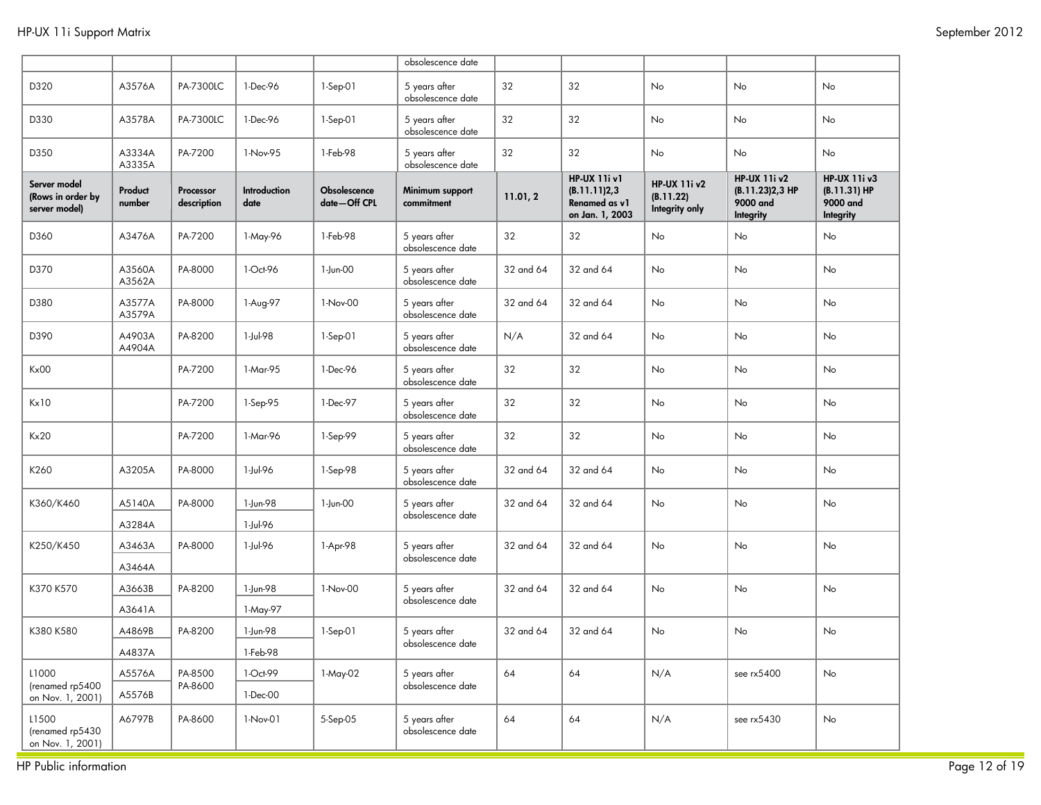| | | | | | obsolescence date | | | | | |
|---|---|---|---|---|---|---|---|---|---|---|
| D320 | A3576A | PA-7300LC | 1-Dec-96 | 1-Sep-01 | 5 years after obsolescence date | 32 | 32 | No | No | No |
| D330 | A3578A | PA-7300LC | 1-Dec-96 | 1-Sep-01 | 5 years after obsolescence date | 32 | 32 | No | No | No |
| D350 | A3334A A3335A | PA-7200 | 1-Nov-95 | 1-Feb-98 | 5 years after obsolescence date | 32 | 32 | No | No | No |
| **Server model (Rows in order by server model)** | **Product number** | **Processor description** | **Introduction date** | **Obsolescence date—Off CPL** | **Minimum support commitment** | **11.01, 2** | **HP-UX 11i v1 (B.11.11)2,3 Renamed as v1 on Jan. 1, 2003** | **HP-UX 11i v2 (B.11.22) Integrity only** | **HP-UX 11i v2 (B.11.23)2,3 HP 9000 and Integrity** | **HP-UX 11i v3 (B.11.31) HP 9000 and Integrity** |
| D360 | A3476A | PA-7200 | 1-May-96 | 1-Feb-98 | 5 years after obsolescence date | 32 | 32 | No | No | No |
| D370 | A3560A A3562A | PA-8000 | 1-Oct-96 | 1-Jun-00 | 5 years after obsolescence date | 32 and 64 | 32 and 64 | No | No | No |
| D380 | A3577A A3579A | PA-8000 | 1-Aug-97 | 1-Nov-00 | 5 years after obsolescence date | 32 and 64 | 32 and 64 | No | No | No |
| D390 | A4903A A4904A | PA-8200 | 1-Jul-98 | 1-Sep-01 | 5 years after obsolescence date | N/A | 32 and 64 | No | No | No |
| Kx00 | | PA-7200 | 1-Mar-95 | 1-Dec-96 | 5 years after obsolescence date | 32 | 32 | No | No | No |
| Kx10 | | PA-7200 | 1-Sep-95 | 1-Dec-97 | 5 years after obsolescence date | 32 | 32 | No | No | No |
| Kx20 | | PA-7200 | 1-Mar-96 | 1-Sep-99 | 5 years after obsolescence date | 32 | 32 | No | No | No |
| K260 | A3205A | PA-8000 | 1-Jul-96 | 1-Sep-98 | 5 years after obsolescence date | 32 and 64 | 32 and 64 | No | No | No |
| K360/K460 | A5140A | PA-8000 | 1-Jun-98 | 1-Jun-00 | 5 years after obsolescence date | 32 and 64 | 32 and 64 | No | No | No |
| | A3284A | | 1-Jul-96 | | | | | | | |
| K250/K450 | A3463A | PA-8000 | 1-Jul-96 | 1-Apr-98 | 5 years after obsolescence date | 32 and 64 | 32 and 64 | No | No | No |
| | A3464A | | | | | | | | | |
| K370 K570 | A3663B | PA-8200 | 1-Jun-98 | 1-Nov-00 | 5 years after obsolescence date | 32 and 64 | 32 and 64 | No | No | No |
| | A3641A | | 1-May-97 | | | | | | | |
| K380 K580 | A4869B | PA-8200 | 1-Jun-98 | 1-Sep-01 | 5 years after obsolescence date | 32 and 64 | 32 and 64 | No | No | No |
| | A4837A | | 1-Feb-98 | | | | | | | |
| L1000 (renamed rp5400 on Nov. 1, 2001) | A5576A | PA-8500 PA-8600 | 1-Oct-99 | 1-May-02 | 5 years after obsolescence date | 64 | 64 | N/A | see rx5400 | No |
| | A5576B | | 1-Dec-00 | | | | | | | |
| L1500 (renamed rp5430 on Nov. 1, 2001) | A6797B | PA-8600 | 1-Nov-01 | 5-Sep-05 | 5 years after obsolescence date | 64 | 64 | N/A | see rx5430 | No |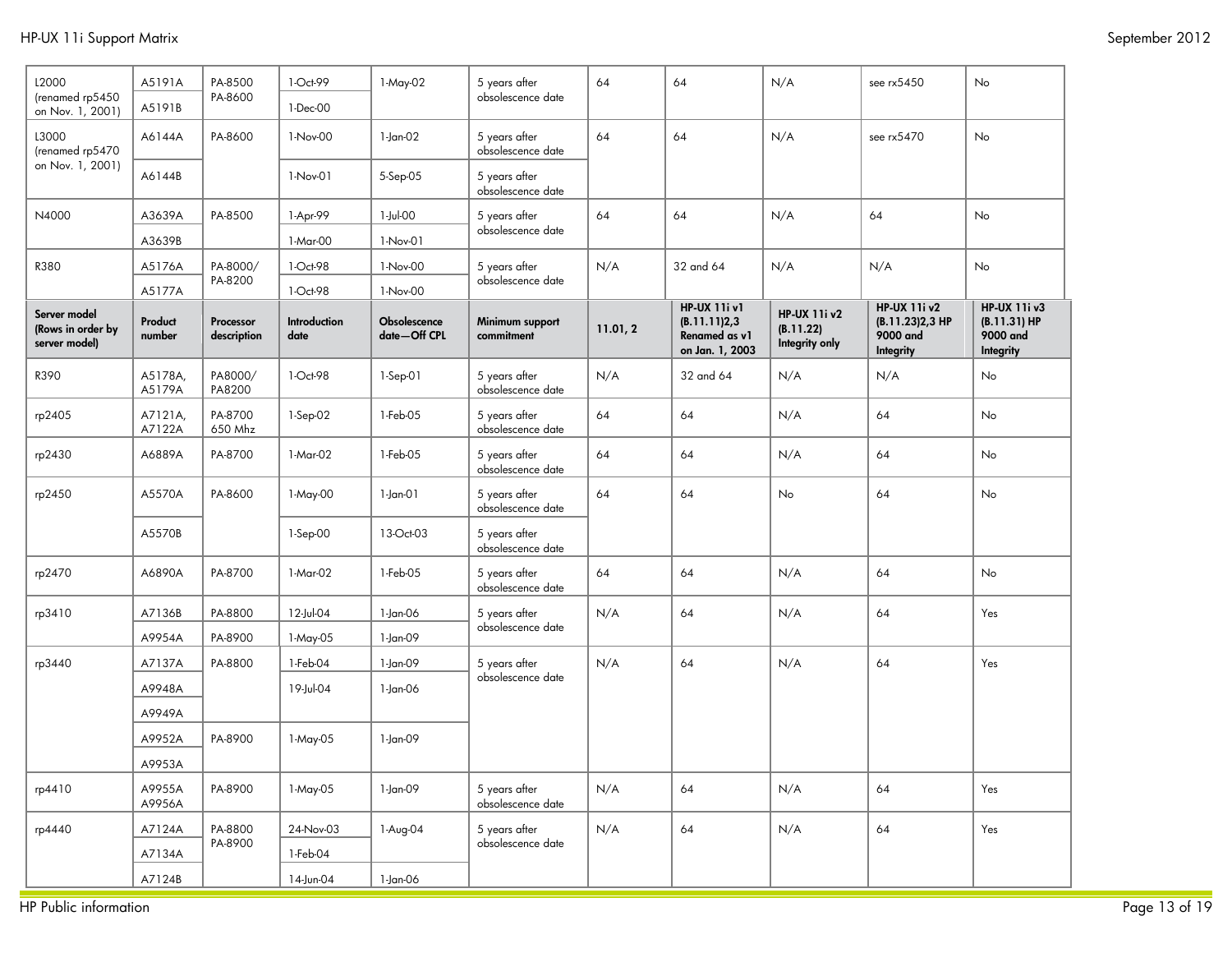| L2000 (renamed rp5450 on Nov. 1, 2001) | A5191A | PA-8500 PA-8600 | 1-Oct-99 | 1-May-02 | 5 years after obsolescence date | 64 | 64 | N/A | see rx5450 | No |
|---|---|---|---|---|---|---|---|---|---|---|
| | A5191B | | 1-Dec-00 | | | | | | | |
| L3000 (renamed rp5470 on Nov. 1, 2001) | A6144A | PA-8600 | 1-Nov-00 | 1-Jan-02 | 5 years after obsolescence date | 64 | 64 | N/A | see rx5470 | No |
| | A6144B | | 1-Nov-01 | 5-Sep-05 | 5 years after obsolescence date | | | | | |
| N4000 | A3639A | PA-8500 | 1-Apr-99 | 1-Jul-00 | 5 years after obsolescence date | 64 | 64 | N/A | 64 | No |
| | A3639B | | 1-Mar-00 | 1-Nov-01 | | | | | | |
| R380 | A5176A | PA-8000/ PA-8200 | 1-Oct-98 | 1-Nov-00 | 5 years after obsolescence date | N/A | 32 and 64 | N/A | N/A | No |
| | A5177A | | 1-Oct-98 | 1-Nov-00 | | | | | | |
| **Server model (Rows in order by server model)** | **Product number** | **Processor description** | **Introduction date** | **Obsolescence date—Off CPL** | **Minimum support commitment** | **11.01, 2** | **HP-UX 11i v1 (B.11.11)2,3 Renamed as v1 on Jan. 1, 2003** | **HP-UX 11i v2 (B.11.22) Integrity only** | **HP-UX 11i v2 (B.11.23)2,3 HP 9000 and Integrity** | **HP-UX 11i v3 (B.11.31) HP 9000 and Integrity** |
| R390 | A5178A, A5179A | PA8000/ PA8200 | 1-Oct-98 | 1-Sep-01 | 5 years after obsolescence date | N/A | 32 and 64 | N/A | N/A | No |
| rp2405 | A7121A, A7122A | PA-8700 650 Mhz | 1-Sep-02 | 1-Feb-05 | 5 years after obsolescence date | 64 | 64 | N/A | 64 | No |
| rp2430 | A6889A | PA-8700 | 1-Mar-02 | 1-Feb-05 | 5 years after obsolescence date | 64 | 64 | N/A | 64 | No |
| rp2450 | A5570A | PA-8600 | 1-May-00 | 1-Jan-01 | 5 years after obsolescence date | 64 | 64 | No | 64 | No |
| | A5570B | | 1-Sep-00 | 13-Oct-03 | 5 years after obsolescence date | | | | | |
| rp2470 | A6890A | PA-8700 | 1-Mar-02 | 1-Feb-05 | 5 years after obsolescence date | 64 | 64 | N/A | 64 | No |
| rp3410 | A7136B | PA-8800 | 12-Jul-04 | 1-Jan-06 | 5 years after obsolescence date | N/A | 64 | N/A | 64 | Yes |
| | A9954A | PA-8900 | 1-May-05 | 1-Jan-09 | | | | | | |
| rp3440 | A7137A | PA-8800 | 1-Feb-04 | 1-Jan-09 | 5 years after obsolescence date | N/A | 64 | N/A | 64 | Yes |
| | A9948A | | 19-Jul-04 | 1-Jan-06 | | | | | | |
| | A9949A | | | | | | | | | |
| | A9952A | PA-8900 | 1-May-05 | 1-Jan-09 | | | | | | |
| | A9953A | | | | | | | | | |
| rp4410 | A9955A A9956A | PA-8900 | 1-May-05 | 1-Jan-09 | 5 years after obsolescence date | N/A | 64 | N/A | 64 | Yes |
| rp4440 | A7124A | PA-8800 PA-8900 | 24-Nov-03 | 1-Aug-04 | 5 years after obsolescence date | N/A | 64 | N/A | 64 | Yes |
| | A7134A | | 1-Feb-04 | | | | | | | |
| | A7124B | | 14-Jun-04 | 1-Jan-06 | | | | | | |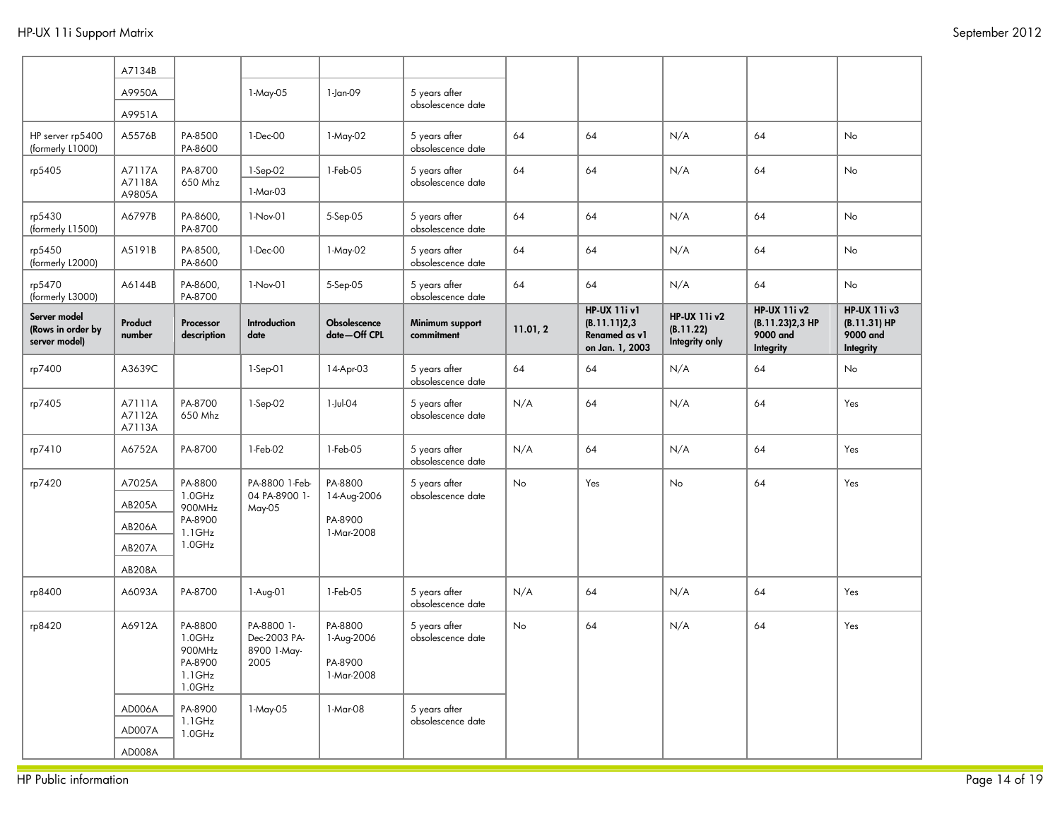| Server model (Rows in order by server model) | Product number | Processor description | Introduction date | Obsolescence date—Off CPL | Minimum support commitment | 11.01, 2 | HP-UX 11i v1 (B.11.11)2,3 Renamed as v1 on Jan. 1, 2003 | HP-UX 11i v2 (B.11.22) Integrity only | HP-UX 11i v2 (B.11.23)2,3 HP 9000 and Integrity | HP-UX 11i v3 (B.11.31) HP 9000 and Integrity |
|---|---|---|---|---|---|---|---|---|---|---|
| | A7134B A9950A A9951A | | 1-May-05 | 1-Jan-09 | 5 years after obsolescence date | | | | | |
| HP server rp5400 (formerly L1000) | A5576B | PA-8500 PA-8600 | 1-Dec-00 | 1-May-02 | 5 years after obsolescence date | 64 | 64 | N/A | 64 | No |
| rp5405 | A7117A A7118A A9805A | PA-8700 650 Mhz | 1-Sep-02 1-Mar-03 | 1-Feb-05 | 5 years after obsolescence date | 64 | 64 | N/A | 64 | No |
| rp5430 (formerly L1500) | A6797B | PA-8600, PA-8700 | 1-Nov-01 | 5-Sep-05 | 5 years after obsolescence date | 64 | 64 | N/A | 64 | No |
| rp5450 (formerly L2000) | A5191B | PA-8500, PA-8600 | 1-Dec-00 | 1-May-02 | 5 years after obsolescence date | 64 | 64 | N/A | 64 | No |
| rp5470 (formerly L3000) | A6144B | PA-8600, PA-8700 | 1-Nov-01 | 5-Sep-05 | 5 years after obsolescence date | 64 | 64 | N/A | 64 | No |
| rp7400 | A3639C | | 1-Sep-01 | 14-Apr-03 | 5 years after obsolescence date | 64 | 64 | N/A | 64 | No |
| rp7405 | A7111A A7112A A7113A | PA-8700 650 Mhz | 1-Sep-02 | 1-Jul-04 | 5 years after obsolescence date | N/A | 64 | N/A | 64 | Yes |
| rp7410 | A6752A | PA-8700 | 1-Feb-02 | 1-Feb-05 | 5 years after obsolescence date | N/A | 64 | N/A | 64 | Yes |
| rp7420 | A7025A AB205A AB206A AB207A AB208A | PA-8800 1.0GHz 900MHz PA-8900 1.1GHz 1.0GHz | PA-8800 1-Feb-04 PA-8900 1-May-05 | PA-8800 14-Aug-2006 PA-8900 1-Mar-2008 | 5 years after obsolescence date | No | Yes | No | 64 | Yes |
| rp8400 | A6093A | PA-8700 | 1-Aug-01 | 1-Feb-05 | 5 years after obsolescence date | N/A | 64 | N/A | 64 | Yes |
| rp8420 | A6912A | PA-8800 1.0GHz 900MHz PA-8900 1.1GHz 1.0GHz | PA-8800 1-Dec-2003 PA-8900 1-May-2005 | PA-8800 1-Aug-2006 PA-8900 1-Mar-2008 | 5 years after obsolescence date | No | 64 | N/A | 64 | Yes |
| | AD006A AD007A AD008A | PA-8900 1.1GHz 1.0GHz | 1-May-05 | 1-Mar-08 | 5 years after obsolescence date | | | | | |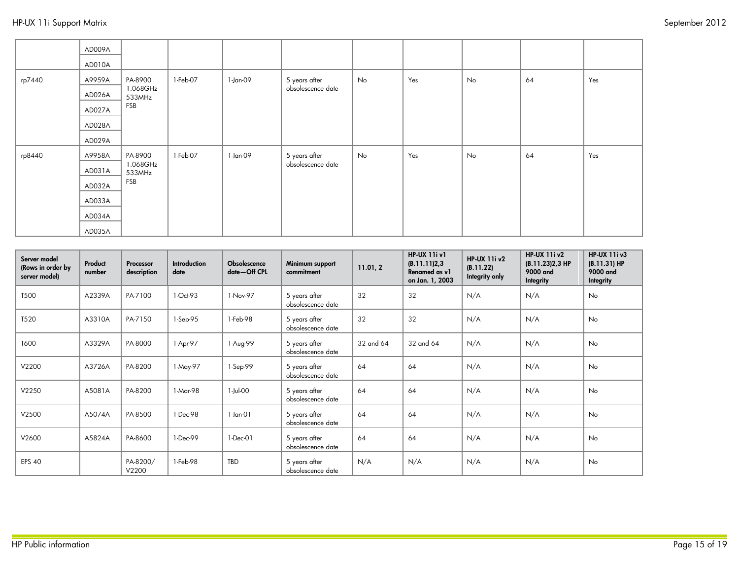| | | | | | | | | | | |
|---|---|---|---|---|---|---|---|---|---|---|
| | AD009A<br>AD010A | | | | | | | | | |
| rp7440 | A9959A<br>AD026A<br>AD027A<br>AD028A<br>AD029A | PA-8900 1.068GHz 533MHz FSB | 1-Feb-07 | 1-Jan-09 | 5 years after obsolescence date | No | Yes | No | 64 | Yes |
| rp8440 | A9958A<br>AD031A<br>AD032A<br>AD033A<br>AD034A<br>AD035A | PA-8900 1.068GHz 533MHz FSB | 1-Feb-07 | 1-Jan-09 | 5 years after obsolescence date | No | Yes | No | 64 | Yes |

| Server model (Rows in order by server model) | Product number | Processor description | Introduction date | Obsolescence date—Off CPL | Minimum support commitment | 11.01, 2 | HP-UX 11i v1 (B.11.11)2,3 Renamed as v1 on Jan. 1, 2003 | HP-UX 11i v2 (B.11.22) Integrity only | HP-UX 11i v2 (B.11.23)2,3 HP 9000 and Integrity | HP-UX 11i v3 (B.11.31) HP 9000 and Integrity |
|---|---|---|---|---|---|---|---|---|---|---|
| T500 | A2339A | PA-7100 | 1-Oct-93 | 1-Nov-97 | 5 years after obsolescence date | 32 | 32 | N/A | N/A | No |
| T520 | A3310A | PA-7150 | 1-Sep-95 | 1-Feb-98 | 5 years after obsolescence date | 32 | 32 | N/A | N/A | No |
| T600 | A3329A | PA-8000 | 1-Apr-97 | 1-Aug-99 | 5 years after obsolescence date | 32 and 64 | 32 and 64 | N/A | N/A | No |
| V2200 | A3726A | PA-8200 | 1-May-97 | 1-Sep-99 | 5 years after obsolescence date | 64 | 64 | N/A | N/A | No |
| V2250 | A5081A | PA-8200 | 1-Mar-98 | 1-Jul-00 | 5 years after obsolescence date | 64 | 64 | N/A | N/A | No |
| V2500 | A5074A | PA-8500 | 1-Dec-98 | 1-Jan-01 | 5 years after obsolescence date | 64 | 64 | N/A | N/A | No |
| V2600 | A5824A | PA-8600 | 1-Dec-99 | 1-Dec-01 | 5 years after obsolescence date | 64 | 64 | N/A | N/A | No |
| EPS 40 | | PA-8200/ V2200 | 1-Feb-98 | TBD | 5 years after obsolescence date | N/A | N/A | N/A | N/A | No |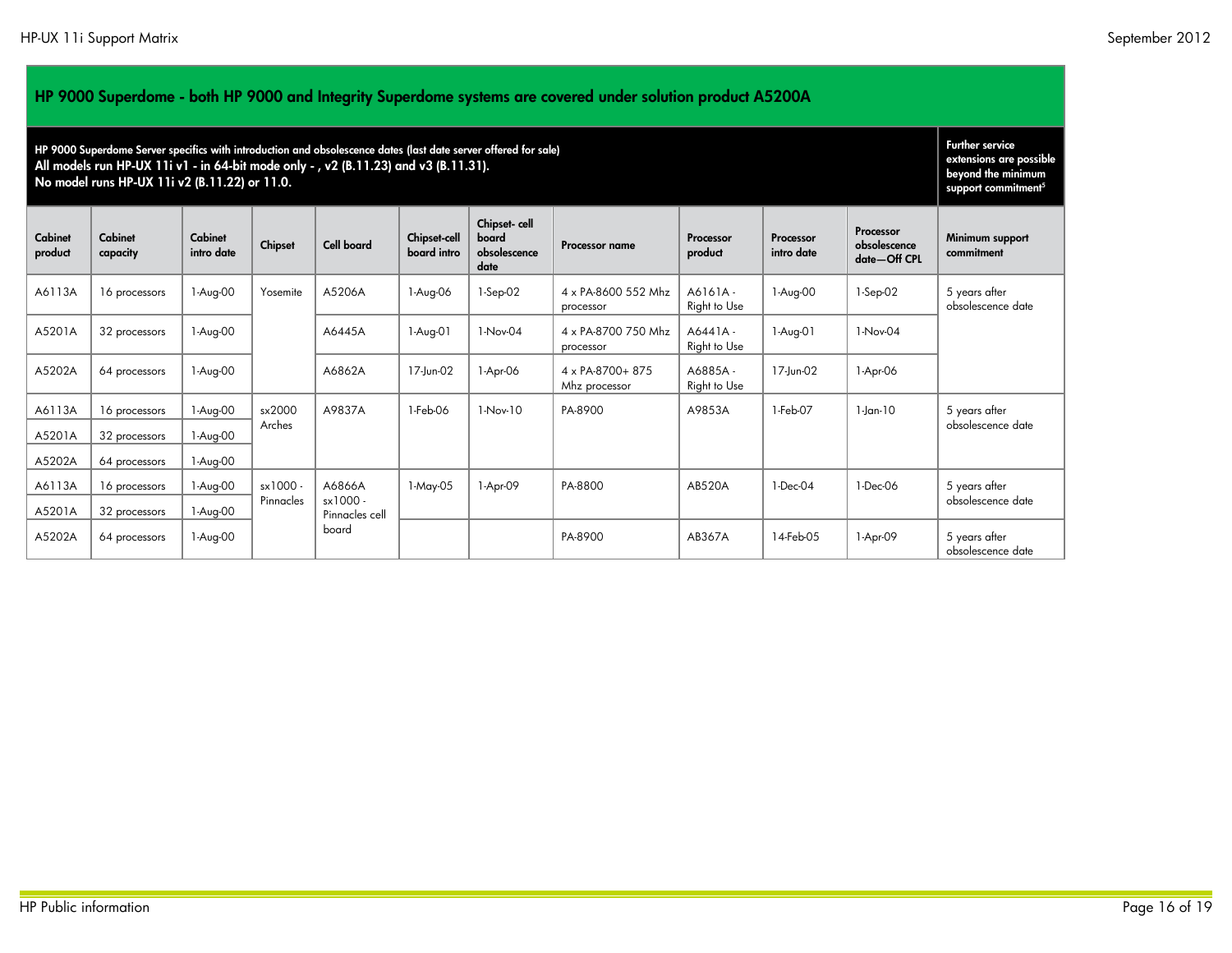## HP 9000 Superdome - both HP 9000 and Integrity Superdome systems are covered under solution product A5200A

**HP 9000 Superdome Server specifics with introduction and obsolescence dates (last date server offered for sale)**
**All models run HP-UX 11i v1 - in 64-bit mode only - , v2 (B.11.23) and v3 (B.11.31).**
**No model runs HP-UX 11i v2 (B.11.22) or 11.0.**

**Further service extensions are possible beyond the minimum support commitment[5]**

| Cabinet product | Cabinet capacity | Cabinet intro date | Chipset | Cell board | Chipset-cell board intro | Chipset- cell board obsolescence date | Processor name | Processor product | Processor intro date | Processor obsolescence date—Off CPL | Minimum support commitment |
|---|---|---|---|---|---|---|---|---|---|---|---|
| A6113A | 16 processors | 1-Aug-00 | Yosemite | A5206A | 1-Aug-06 | 1-Sep-02 | 4 x PA-8600 552 Mhz processor | A6161A - Right to Use | 1-Aug-00 | 1-Sep-02 | 5 years after obsolescence date |
| A5201A | 32 processors | 1-Aug-00 | | A6445A | 1-Aug-01 | 1-Nov-04 | 4 x PA-8700 750 Mhz processor | A6441A - Right to Use | 1-Aug-01 | 1-Nov-04 | |
| A5202A | 64 processors | 1-Aug-00 | | A6862A | 17-Jun-02 | 1-Apr-06 | 4 x PA-8700+ 875 Mhz processor | A6885A - Right to Use | 17-Jun-02 | 1-Apr-06 | |
| A6113A | 16 processors | 1-Aug-00 | sx2000 Arches | A9837A | 1-Feb-06 | 1-Nov-10 | PA-8900 | A9853A | 1-Feb-07 | 1-Jan-10 | 5 years after obsolescence date |
| A5201A | 32 processors | 1-Aug-00 | | | | | | | | | |
| A5202A | 64 processors | 1-Aug-00 | | | | | | | | | |
| A6113A | 16 processors | 1-Aug-00 | sx1000 - Pinnacles | A6866A sx1000 - Pinnacles cell board | 1-May-05 | 1-Apr-09 | PA-8800 | AB520A | 1-Dec-04 | 1-Dec-06 | 5 years after obsolescence date |
| A5201A | 32 processors | 1-Aug-00 | | | | | | | | | |
| A5202A | 64 processors | 1-Aug-00 | | | | | PA-8900 | AB367A | 14-Feb-05 | 1-Apr-09 | 5 years after obsolescence date |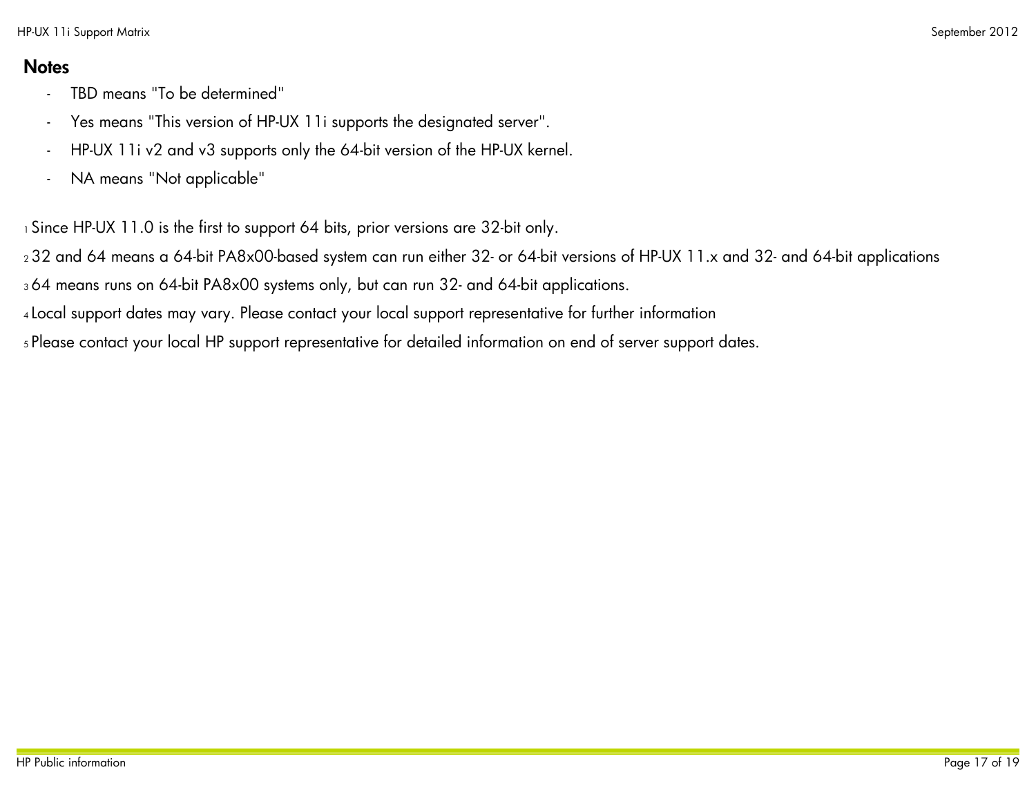## Notes

- TBD means "To be determined"
- Yes means "This version of HP-UX 11i supports the designated server".
- HP-UX 11i v2 and v3 supports only the 64-bit version of the HP-UX kernel.
- NA means "Not applicable"

[1] Since HP-UX 11.0 is the first to support 64 bits, prior versions are 32-bit only.

[2] 32 and 64 means a 64-bit PA8x00-based system can run either 32- or 64-bit versions of HP-UX 11.x and 32- and 64-bit applications

[3] 64 means runs on 64-bit PA8x00 systems only, but can run 32- and 64-bit applications.

[4] Local support dates may vary. Please contact your local support representative for further information

[5] Please contact your local HP support representative for detailed information on end of server support dates.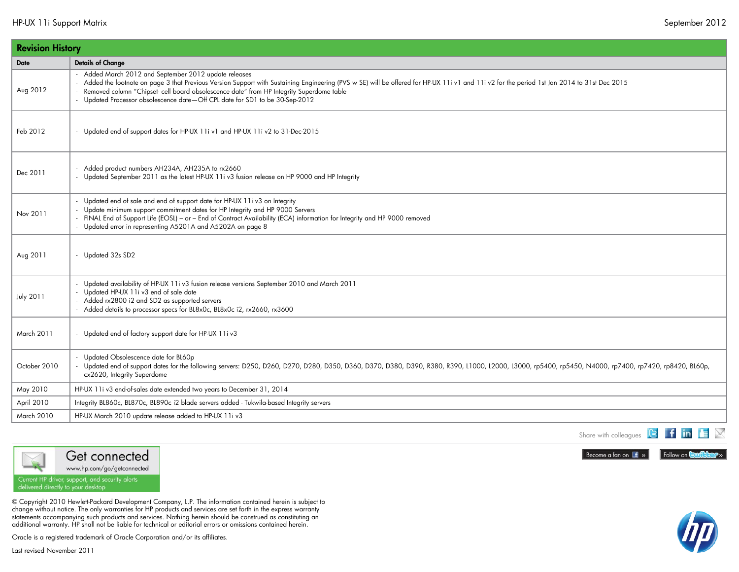## Revision History

| Date | Details of Change |
|---|---|
| Aug 2012 | - Added March 2012 and September 2012 update releases<br>- Added the footnote on page 3 that Previous Version Support with Sustaining Engineering (PVS w SE) will be offered for HP-UX 11i v1 and 11i v2 for the period 1st Jan 2014 to 31st Dec 2015<br>- Removed column "Chipset- cell board obsolescence date" from HP Integrity Superdome table<br>- Updated Processor obsolescence date—Off CPL date for SD1 to be 30-Sep-2012 |
| Feb 2012 | - Updated end of support dates for HP-UX 11i v1 and HP-UX 11i v2 to 31-Dec-2015 |
| Dec 2011 | - Added product numbers AH234A, AH235A to rx2660<br>- Updated September 2011 as the latest HP-UX 11i v3 fusion release on HP 9000 and HP Integrity |
| Nov 2011 | - Updated end of sale and end of support date for HP-UX 11i v3 on Integrity<br>- Update minimum support commitment dates for HP Integrity and HP 9000 Servers<br>- FINAL End of Support Life (EOSL) – or – End of Contract Availability (ECA) information for Integrity and HP 9000 removed<br>- Updated error in representing A5201A and A5202A on page 8 |
| Aug 2011 | - Updated 32s SD2 |
| July 2011 | - Updated availability of HP-UX 11i v3 fusion release versions September 2010 and March 2011<br>- Updated HP-UX 11i v3 end of sale date<br>- Added rx2800 i2 and SD2 as supported servers<br>- Added details to processor specs for BL8x0c, BL8x0c i2, rx2660, rx3600 |
| March 2011 | - Updated end of factory support date for HP-UX 11i v3 |
| October 2010 | - Updated Obsolescence date for BL60p<br>- Updated end of support dates for the following servers: D250, D260, D270, D280, D350, D360, D370, D380, D390, R380, R390, L1000, L2000, L3000, rp5400, rp5450, N4000, rp7400, rp7420, rp8420, BL60p, cx2620, Integrity Superdome |
| May 2010 | HP-UX 11i v3 end-of-sales date extended two years to December 31, 2014 |
| April 2010 | Integrity BL860c, BL870c, BL890c i2 blade servers added - Tukwila-based Integrity servers |
| March 2010 | HP-UX March 2010 update release added to HP-UX 11i v3 |

Share with colleagues

Become a fan on Facebook »

Follow on twitter »

**Get connected**
www.hp.com/go/getconnected
Current HP driver, support, and security alerts delivered directly to your desktop

© Copyright 2010 Hewlett-Packard Development Company, L.P. The information contained herein is subject to change without notice. The only warranties for HP products and services are set forth in the express warranty statements accompanying such products and services. Nothing herein should be construed as constituting an additional warranty. HP shall not be liable for technical or editorial errors or omissions contained herein.

Oracle is a registered trademark of Oracle Corporation and/or its affiliates.

Last revised November 2011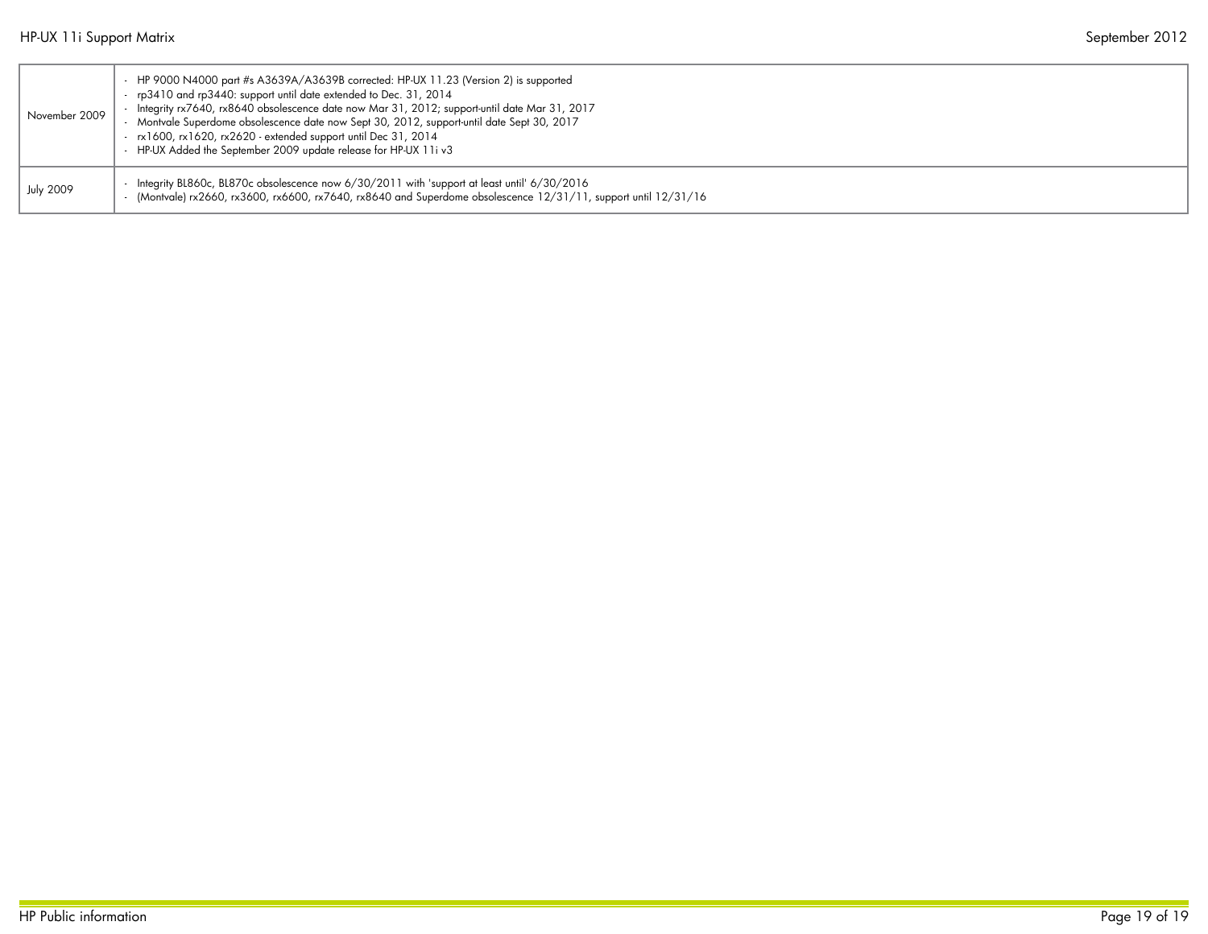| | |
|---|---|
| November 2009 | - HP 9000 N4000 part #s A3639A/A3639B corrected: HP-UX 11.23 (Version 2) is supported<br>- rp3410 and rp3440: support until date extended to Dec. 31, 2014<br>- Integrity rx7640, rx8640 obsolescence date now Mar 31, 2012; support-until date Mar 31, 2017<br>- Montvale Superdome obsolescence date now Sept 30, 2012, support-until date Sept 30, 2017<br>- rx1600, rx1620, rx2620 - extended support until Dec 31, 2014<br>- HP-UX Added the September 2009 update release for HP-UX 11i v3 |
| July 2009 | - Integrity BL860c, BL870c obsolescence now 6/30/2011 with 'support at least until' 6/30/2016<br>- (Montvale) rx2660, rx3600, rx6600, rx7640, rx8640 and Superdome obsolescence 12/31/11, support until 12/31/16 |